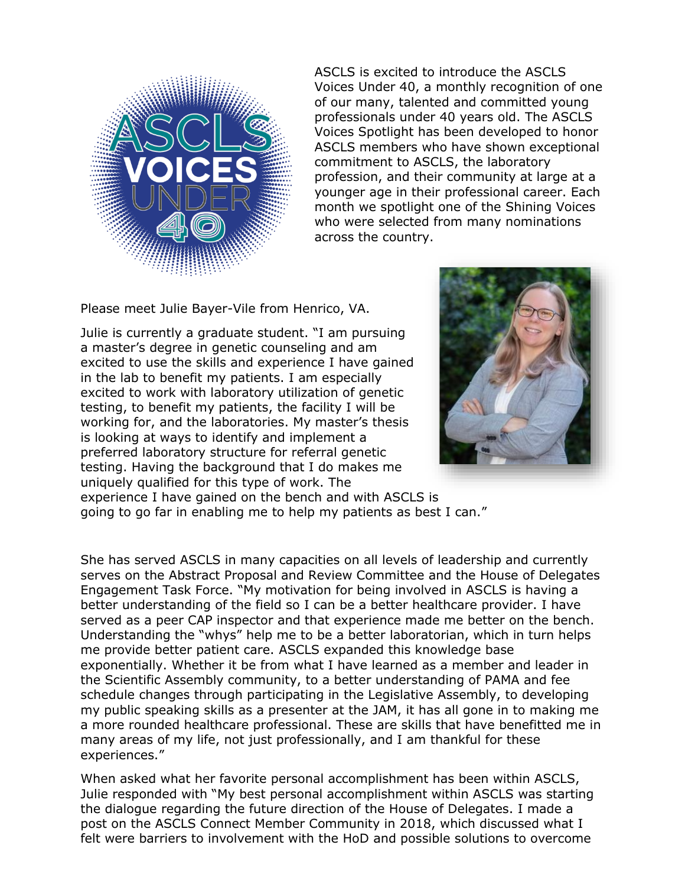ASCLS is excited to introduce the ASCLS Voices Under 40, a monthly recognition of one of our many, talented and committed young professionals under 40 years old. The ASCLS Voices Spotlight has been developed to honor ASCLS members who have shown exceptional commitment to ASCLS, the laboratory profession, and their community at large at a younger age in their professional career. Each month we spotlight one of the Shining Voices who were selected from many nominations across the country.

Please meet Julie Bayer-Vile from Henrico, VA.

Julie is currently a graduate student. "I am pursuing a master's degree in genetic counseling and am excited to use the skills and experience I have gained in the lab to benefit my patients. I am especially excited to work with laboratory utilization of genetic testing, to benefit my patients, the facility I will be working for, and the laboratories. My master's thesis is looking at ways to identify and implement a preferred laboratory structure for referral genetic testing. Having the background that I do makes me uniquely qualified for this type of work. The experience I have gained on the bench and with ASCLS is going to go far in enabling me to help my patients as best I can."

She has served ASCLS in many capacities on all levels of leadership and currently serves on the Abstract Proposal and Review Committee and the House of Delegates Engagement Task Force. "My motivation for being involved in ASCLS is having a better understanding of the field so I can be a better healthcare provider. I have served as a peer CAP inspector and that experience made me better on the bench. Understanding the "whys" help me to be a better laboratorian, which in turn helps me provide better patient care. ASCLS expanded this knowledge base exponentially. Whether it be from what I have learned as a member and leader in the Scientific Assembly community, to a better understanding of PAMA and fee schedule changes through participating in the Legislative Assembly, to developing my public speaking skills as a presenter at the JAM, it has all gone in to making me a more rounded healthcare professional. These are skills that have benefitted me in many areas of my life, not just professionally, and I am thankful for these experiences."

When asked what her favorite personal accomplishment has been within ASCLS, Julie responded with "My best personal accomplishment within ASCLS was starting the dialogue regarding the future direction of the House of Delegates. I made a post on the ASCLS Connect Member Community in 2018, which discussed what I felt were barriers to involvement with the HoD and possible solutions to overcome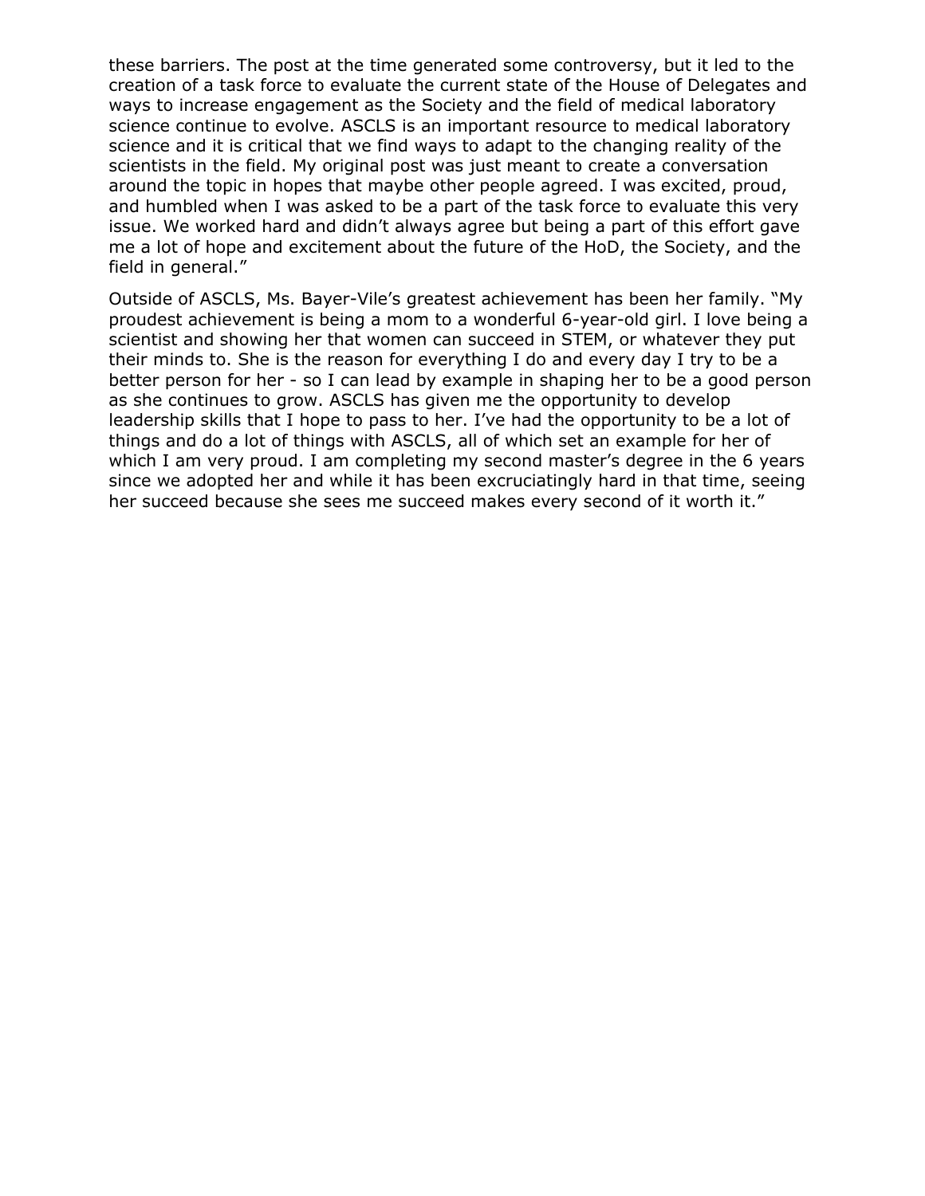these barriers. The post at the time generated some controversy, but it led to the creation of a task force to evaluate the current state of the House of Delegates and ways to increase engagement as the Society and the field of medical laboratory science continue to evolve. ASCLS is an important resource to medical laboratory science and it is critical that we find ways to adapt to the changing reality of the scientists in the field. My original post was just meant to create a conversation around the topic in hopes that maybe other people agreed. I was excited, proud, and humbled when I was asked to be a part of the task force to evaluate this very issue. We worked hard and didn't always agree but being a part of this effort gave me a lot of hope and excitement about the future of the HoD, the Society, and the field in general."

Outside of ASCLS, Ms. Bayer-Vile's greatest achievement has been her family. "My proudest achievement is being a mom to a wonderful 6-year-old girl. I love being a scientist and showing her that women can succeed in STEM, or whatever they put their minds to. She is the reason for everything I do and every day I try to be a better person for her - so I can lead by example in shaping her to be a good person as she continues to grow. ASCLS has given me the opportunity to develop leadership skills that I hope to pass to her. I've had the opportunity to be a lot of things and do a lot of things with ASCLS, all of which set an example for her of which I am very proud. I am completing my second master's degree in the 6 years since we adopted her and while it has been excruciatingly hard in that time, seeing her succeed because she sees me succeed makes every second of it worth it."